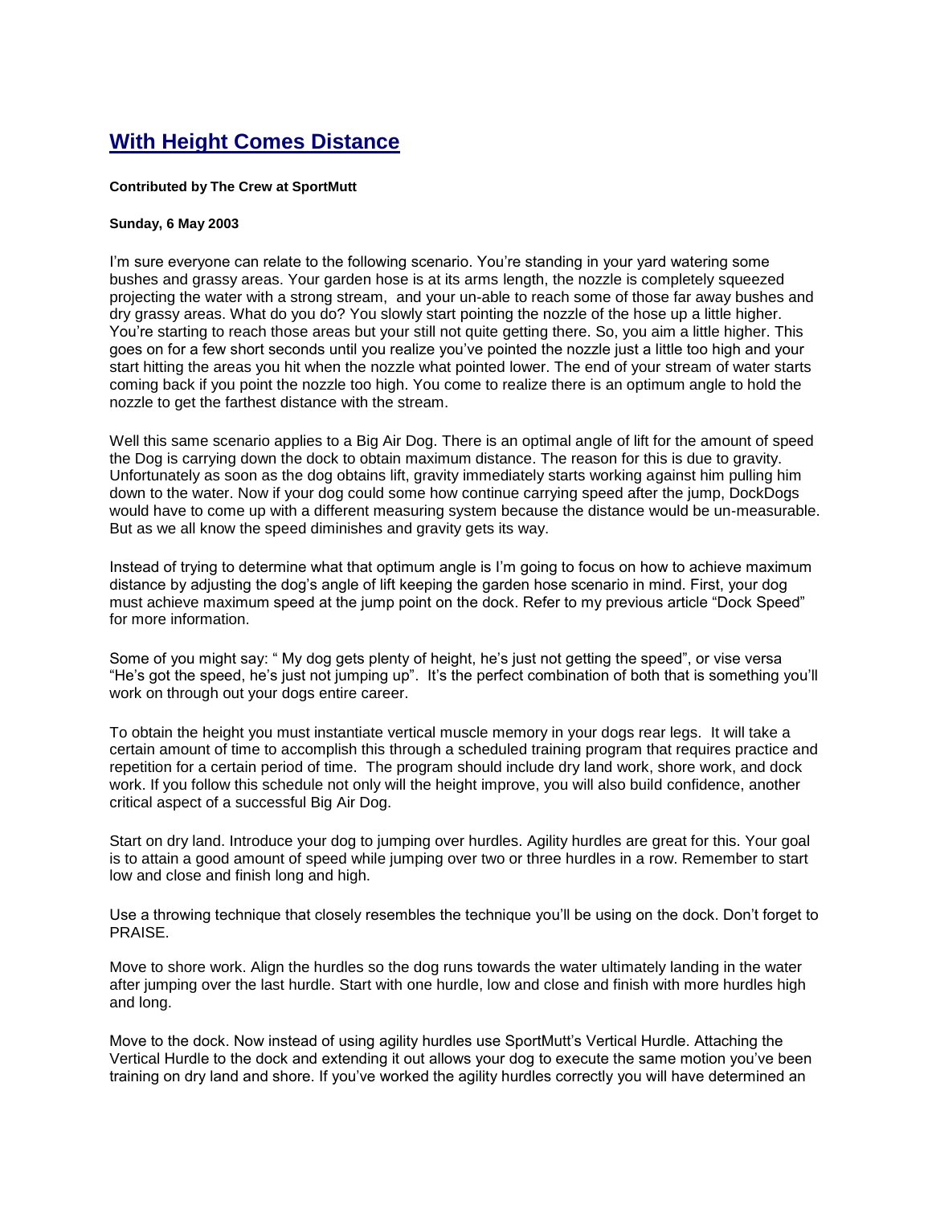# With Height Comes Distance

**Contributed by The Crew at SportMutt**

**Sunday, 6 May 2003**

I'm sure everyone can relate to the following scenario. You're standing in your yard watering some bushes and grassy areas. Your garden hose is at its arms length, the nozzle is completely squeezed projecting the water with a strong stream, and your un-able to reach some of those far away bushes and dry grassy areas. What do you do? You slowly start pointing the nozzle of the hose up a little higher. You're starting to reach those areas but your still not quite getting there. So, you aim a little higher. This goes on for a few short seconds until you realize you've pointed the nozzle just a little too high and your start hitting the areas you hit when the nozzle what pointed lower. The end of your stream of water starts coming back if you point the nozzle too high. You come to realize there is an optimum angle to hold the nozzle to get the farthest distance with the stream.

Well this same scenario applies to a Big Air Dog. There is an optimal angle of lift for the amount of speed the Dog is carrying down the dock to obtain maximum distance. The reason for this is due to gravity. Unfortunately as soon as the dog obtains lift, gravity immediately starts working against him pulling him down to the water. Now if your dog could some how continue carrying speed after the jump, DockDogs would have to come up with a different measuring system because the distance would be un-measurable. But as we all know the speed diminishes and gravity gets its way.

Instead of trying to determine what that optimum angle is I'm going to focus on how to achieve maximum distance by adjusting the dog's angle of lift keeping the garden hose scenario in mind. First, your dog must achieve maximum speed at the jump point on the dock. Refer to my previous article "Dock Speed" for more information.

Some of you might say: " My dog gets plenty of height, he's just not getting the speed", or vise versa "He's got the speed, he's just not jumping up". It's the perfect combination of both that is something you'll work on through out your dogs entire career.

To obtain the height you must instantiate vertical muscle memory in your dogs rear legs. It will take a certain amount of time to accomplish this through a scheduled training program that requires practice and repetition for a certain period of time. The program should include dry land work, shore work, and dock work. If you follow this schedule not only will the height improve, you will also build confidence, another critical aspect of a successful Big Air Dog.

Start on dry land. Introduce your dog to jumping over hurdles. Agility hurdles are great for this. Your goal is to attain a good amount of speed while jumping over two or three hurdles in a row. Remember to start low and close and finish long and high.

Use a throwing technique that closely resembles the technique you'll be using on the dock. Don't forget to PRAISE.

Move to shore work. Align the hurdles so the dog runs towards the water ultimately landing in the water after jumping over the last hurdle. Start with one hurdle, low and close and finish with more hurdles high and long.

Move to the dock. Now instead of using agility hurdles use SportMutt's Vertical Hurdle. Attaching the Vertical Hurdle to the dock and extending it out allows your dog to execute the same motion you've been training on dry land and shore. If you've worked the agility hurdles correctly you will have determined an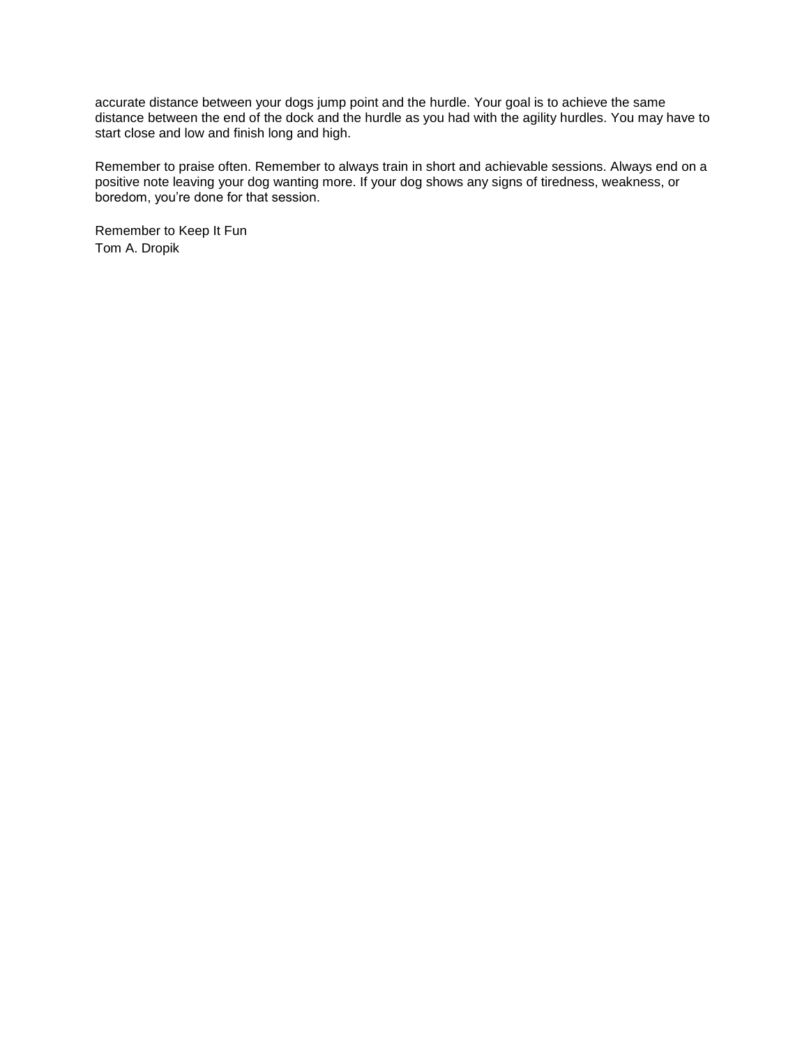accurate distance between your dogs jump point and the hurdle. Your goal is to achieve the same distance between the end of the dock and the hurdle as you had with the agility hurdles. You may have to start close and low and finish long and high.

Remember to praise often. Remember to always train in short and achievable sessions. Always end on a positive note leaving your dog wanting more. If your dog shows any signs of tiredness, weakness, or boredom, you're done for that session.

Remember to Keep It Fun
Tom A. Dropik